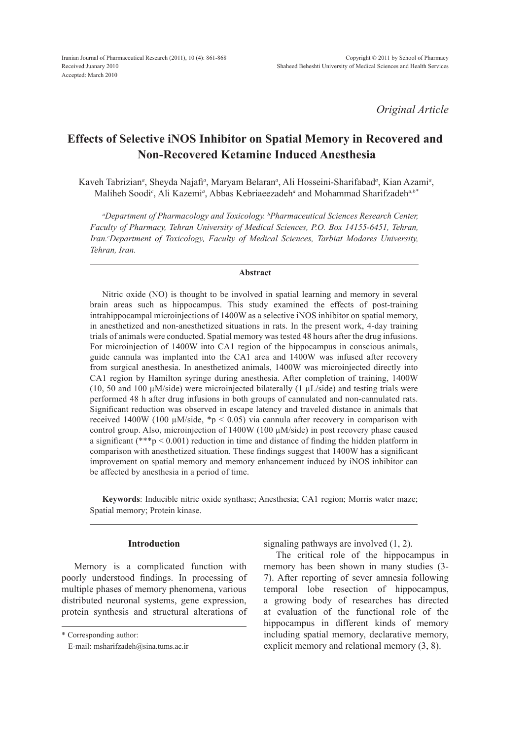*Original Article*

# Effects of Selective iNOS Inhibitor on Spatial Memory in Recovered and Non-Recovered Ketamine Induced Anesthesia

Kaveh Tabrizian[a], Sheyda Najafi[a], Maryam Belaran[a], Ali Hosseini-Sharifabad[a], Kian Azami[a], Maliheh Soodi[c], Ali Kazemi[a], Abbas Kebriaeezadeh[a] and Mohammad Sharifzadeh[a,b*]

*[a]Department of Pharmacology and Toxicology. [b]Pharmaceutical Sciences Research Center, Faculty of Pharmacy, Tehran University of Medical Sciences, P.O. Box 14155-6451, Tehran, Iran.[c]Department of Toxicology, Faculty of Medical Sciences, Tarbiat Modares University, Tehran, Iran.*

## Abstract

Nitric oxide (NO) is thought to be involved in spatial learning and memory in several brain areas such as hippocampus. This study examined the effects of post-training intrahippocampal microinjections of 1400W as a selective iNOS inhibitor on spatial memory, in anesthetized and non-anesthetized situations in rats. In the present work, 4-day training trials of animals were conducted. Spatial memory was tested 48 hours after the drug infusions. For microinjection of 1400W into CA1 region of the hippocampus in conscious animals, guide cannula was implanted into the CA1 area and 1400W was infused after recovery from surgical anesthesia. In anesthetized animals, 1400W was microinjected directly into CA1 region by Hamilton syringe during anesthesia. After completion of training, 1400W (10, 50 and 100 µM/side) were microinjected bilaterally (1 µL/side) and testing trials were performed 48 h after drug infusions in both groups of cannulated and non-cannulated rats. Significant reduction was observed in escape latency and traveled distance in animals that received 1400W (100 µM/side, *$p < 0.05$) via cannula after recovery in comparison with control group. Also, microinjection of 1400W (100 µM/side) in post recovery phase caused a significant (***$p < 0.001$) reduction in time and distance of finding the hidden platform in comparison with anesthetized situation. These findings suggest that 1400W has a significant improvement on spatial memory and memory enhancement induced by iNOS inhibitor can be affected by anesthesia in a period of time.

**Keywords**: Inducible nitric oxide synthase; Anesthesia; CA1 region; Morris water maze; Spatial memory; Protein kinase.

## Introduction

Memory is a complicated function with poorly understood findings. In processing of multiple phases of memory phenomena, various distributed neuronal systems, gene expression, protein synthesis and structural alterations of signaling pathways are involved (1, 2).

The critical role of the hippocampus in memory has been shown in many studies (3-7). After reporting of sever amnesia following temporal lobe resection of hippocampus, a growing body of researches has directed at evaluation of the functional role of the hippocampus in different kinds of memory including spatial memory, declarative memory, explicit memory and relational memory (3, 8).

\* Corresponding author:

E-mail: msharifzadeh@sina.tums.ac.ir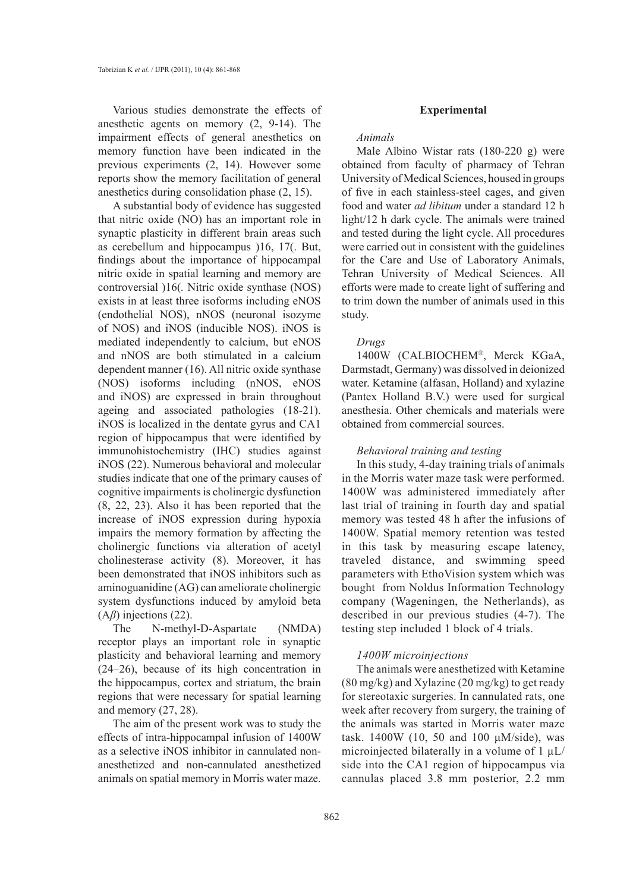Various studies demonstrate the effects of anesthetic agents on memory (2, 9-14). The impairment effects of general anesthetics on memory function have been indicated in the previous experiments (2, 14). However some reports show the memory facilitation of general anesthetics during consolidation phase (2, 15).

A substantial body of evidence has suggested that nitric oxide (NO) has an important role in synaptic plasticity in different brain areas such as cerebellum and hippocampus )16, 17(. But, findings about the importance of hippocampal nitric oxide in spatial learning and memory are controversial )16(. Nitric oxide synthase (NOS) exists in at least three isoforms including eNOS (endothelial NOS), nNOS (neuronal isozyme of NOS) and iNOS (inducible NOS). iNOS is mediated independently to calcium, but eNOS and nNOS are both stimulated in a calcium dependent manner (16). All nitric oxide synthase (NOS) isoforms including (nNOS, eNOS and iNOS) are expressed in brain throughout ageing and associated pathologies (18-21). iNOS is localized in the dentate gyrus and CA1 region of hippocampus that were identified by immunohistochemistry (IHC) studies against iNOS (22). Numerous behavioral and molecular studies indicate that one of the primary causes of cognitive impairments is cholinergic dysfunction (8, 22, 23). Also it has been reported that the increase of iNOS expression during hypoxia impairs the memory formation by affecting the cholinergic functions via alteration of acetyl cholinesterase activity (8). Moreover, it has been demonstrated that iNOS inhibitors such as aminoguanidine (AG) can ameliorate cholinergic system dysfunctions induced by amyloid beta (A*β*) injections (22).

The N-methyl-D-Aspartate (NMDA) receptor plays an important role in synaptic plasticity and behavioral learning and memory (24–26), because of its high concentration in the hippocampus, cortex and striatum, the brain regions that were necessary for spatial learning and memory (27, 28).

The aim of the present work was to study the effects of intra-hippocampal infusion of 1400W as a selective iNOS inhibitor in cannulated non-anesthetized and non-cannulated anesthetized animals on spatial memory in Morris water maze.

## Experimental

### *Animals*

Male Albino Wistar rats (180-220 g) were obtained from faculty of pharmacy of Tehran University of Medical Sciences, housed in groups of five in each stainless-steel cages, and given food and water *ad libitum* under a standard 12 h light/12 h dark cycle. The animals were trained and tested during the light cycle. All procedures were carried out in consistent with the guidelines for the Care and Use of Laboratory Animals, Tehran University of Medical Sciences. All efforts were made to create light of suffering and to trim down the number of animals used in this study.

### *Drugs*

1400W (CALBIOCHEM®, Merck KGaA, Darmstadt, Germany) was dissolved in deionized water. Ketamine (alfasan, Holland) and xylazine (Pantex Holland B.V.) were used for surgical anesthesia. Other chemicals and materials were obtained from commercial sources.

### *Behavioral training and testing*

In this study, 4-day training trials of animals in the Morris water maze task were performed. 1400W was administered immediately after last trial of training in fourth day and spatial memory was tested 48 h after the infusions of 1400W. Spatial memory retention was tested in this task by measuring escape latency, traveled distance, and swimming speed parameters with EthoVision system which was bought from Noldus Information Technology company (Wageningen, the Netherlands), as described in our previous studies (4-7). The testing step included 1 block of 4 trials.

### *1400W microinjections*

The animals were anesthetized with Ketamine (80 mg/kg) and Xylazine (20 mg/kg) to get ready for stereotaxic surgeries. In cannulated rats, one week after recovery from surgery, the training of the animals was started in Morris water maze task. 1400W (10, 50 and 100 μM/side), was microinjected bilaterally in a volume of 1 μL/side into the CA1 region of hippocampus via cannulas placed 3.8 mm posterior, 2.2 mm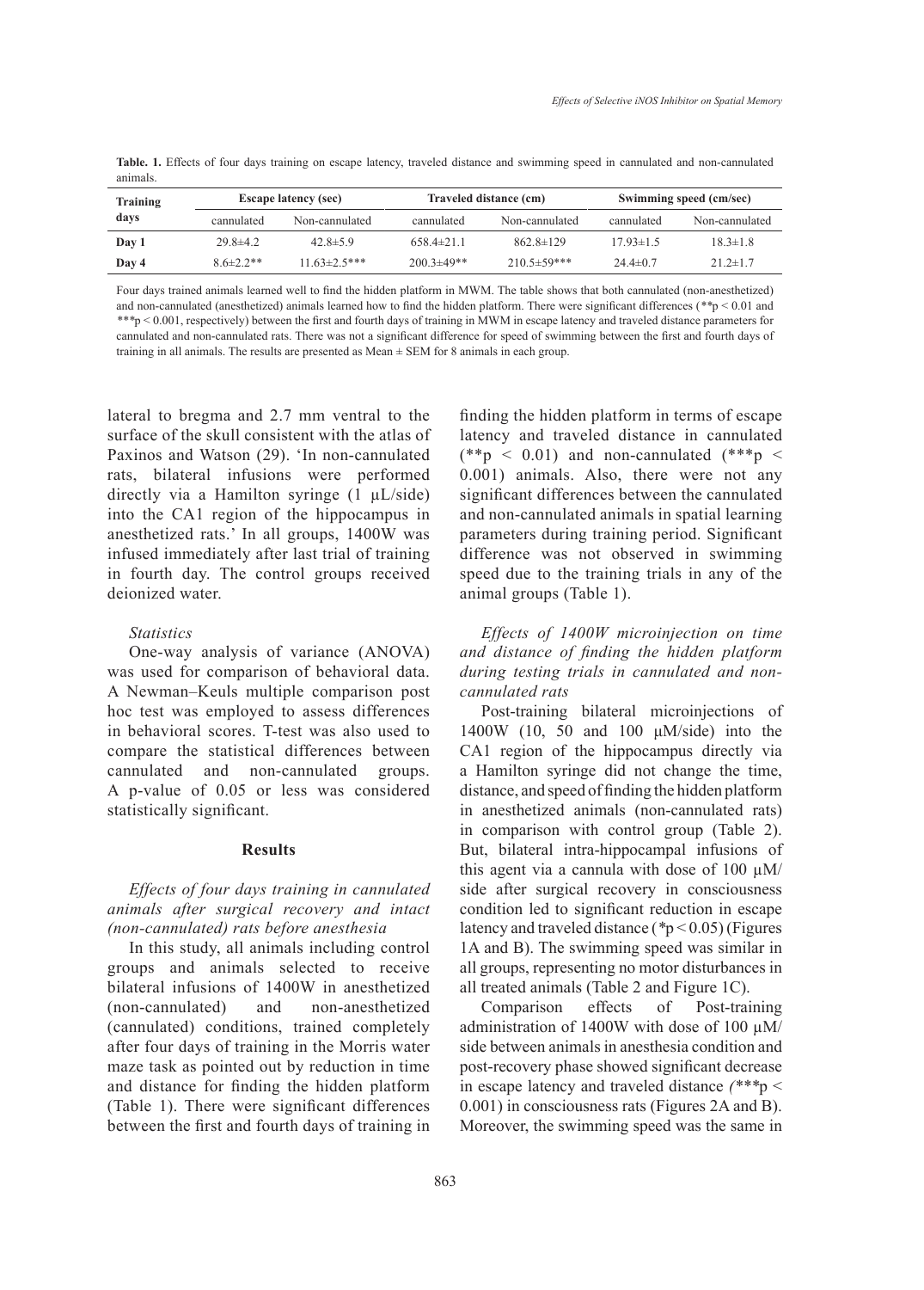**Table. 1.** Effects of four days training on escape latency, traveled distance and swimming speed in cannulated and non-cannulated animals.

| Training days | Escape latency (sec) | | Traveled distance (cm) | | Swimming speed (cm/sec) | |
|---|---|---|---|---|---|---|
| | cannulated | Non-cannulated | cannulated | Non-cannulated | cannulated | Non-cannulated |
| **Day 1** | 29.8±4.2 | 42.8±5.9 | 658.4±21.1 | 862.8±129 | 17.93±1.5 | 18.3±1.8 |
| **Day 4** | 8.6±2.2** | 11.63±2.5*** | 200.3±49** | 210.5±59*** | 24.4±0.7 | 21.2±1.7 |

Four days trained animals learned well to find the hidden platform in MWM. The table shows that both cannulated (non-anesthetized) and non-cannulated (anesthetized) animals learned how to find the hidden platform. There were significant differences (**$p < 0.01$ and ***$p < 0.001$, respectively) between the first and fourth days of training in MWM in escape latency and traveled distance parameters for cannulated and non-cannulated rats. There was not a significant difference for speed of swimming between the first and fourth days of training in all animals. The results are presented as Mean ± SEM for 8 animals in each group.

lateral to bregma and 2.7 mm ventral to the surface of the skull consistent with the atlas of Paxinos and Watson (29). 'In non-cannulated rats, bilateral infusions were performed directly via a Hamilton syringe (1 μL/side) into the CA1 region of the hippocampus in anesthetized rats.' In all groups, 1400W was infused immediately after last trial of training in fourth day. The control groups received deionized water.

*Statistics*

One-way analysis of variance (ANOVA) was used for comparison of behavioral data. A Newman–Keuls multiple comparison post hoc test was employed to assess differences in behavioral scores. T-test was also used to compare the statistical differences between cannulated and non-cannulated groups. A p-value of 0.05 or less was considered statistically significant.

## Results

*Effects of four days training in cannulated animals after surgical recovery and intact (non-cannulated) rats before anesthesia*

In this study, all animals including control groups and animals selected to receive bilateral infusions of 1400W in anesthetized (non-cannulated) and non-anesthetized (cannulated) conditions, trained completely after four days of training in the Morris water maze task as pointed out by reduction in time and distance for finding the hidden platform (Table 1). There were significant differences between the first and fourth days of training in finding the hidden platform in terms of escape latency and traveled distance in cannulated (**$p < 0.01$) and non-cannulated (***$p < 0.001$) animals. Also, there were not any significant differences between the cannulated and non-cannulated animals in spatial learning parameters during training period. Significant difference was not observed in swimming speed due to the training trials in any of the animal groups (Table 1).

*Effects of 1400W microinjection on time and distance of finding the hidden platform during testing trials in cannulated and non-cannulated rats*

Post-training bilateral microinjections of 1400W (10, 50 and 100 μM/side) into the CA1 region of the hippocampus directly via a Hamilton syringe did not change the time, distance, and speed of finding the hidden platform in anesthetized animals (non-cannulated rats) in comparison with control group (Table 2). But, bilateral intra-hippocampal infusions of this agent via a cannula with dose of 100 μM/side after surgical recovery in consciousness condition led to significant reduction in escape latency and traveled distance (*$p < 0.05$) (Figures 1A and B). The swimming speed was similar in all groups, representing no motor disturbances in all treated animals (Table 2 and Figure 1C).

Comparison effects of Post-training administration of 1400W with dose of 100 μM/side between animals in anesthesia condition and post-recovery phase showed significant decrease in escape latency and traveled distance *(****$p < 0.001$) in consciousness rats (Figures 2A and B). Moreover, the swimming speed was the same in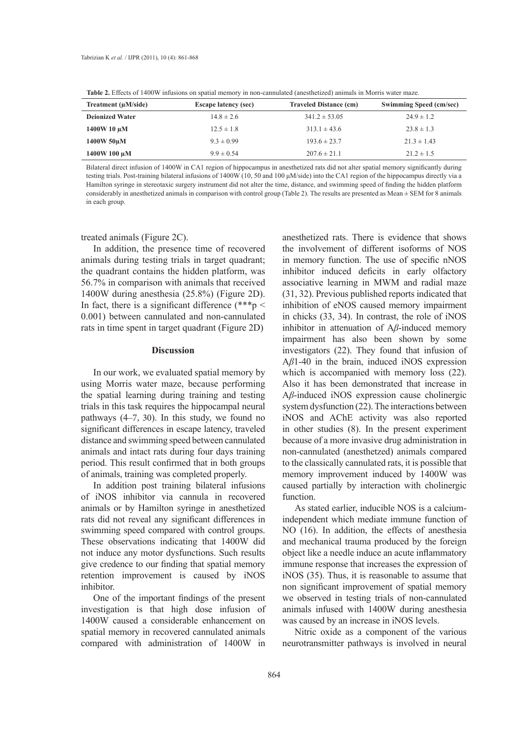**Table 2.** Effects of 1400W infusions on spatial memory in non-cannulated (anesthetized) animals in Morris water maze.

| Treatment (μM/side) | Escape latency (sec) | Traveled Distance (cm) | Swimming Speed (cm/sec) |
|---|---|---|---|
| **Deionized Water** | 14.8 ± 2.6 | 341.2 ± 53.05 | 24.9 ± 1.2 |
| **1400W 10 μM** | 12.5 ± 1.8 | 313.1 ± 43.6 | 23.8 ± 1.3 |
| **1400W 50μM** | 9.3 ± 0.99 | 193.6 ± 23.7 | 21.3 ± 1.43 |
| **1400W 100 μM** | 9.9 ± 0.54 | 207.6 ± 21.1 | 21.2 ± 1.5 |

Bilateral direct infusion of 1400W in CA1 region of hippocampus in anesthetized rats did not alter spatial memory significantly during testing trials. Post-training bilateral infusions of 1400W (10, 50 and 100 μM/side) into the CA1 region of the hippocampus directly via a Hamilton syringe in stereotaxic surgery instrument did not alter the time, distance, and swimming speed of finding the hidden platform considerably in anesthetized animals in comparison with control group (Table 2). The results are presented as Mean ± SEM for 8 animals in each group.

treated animals (Figure 2C).

In addition, the presence time of recovered animals during testing trials in target quadrant; the quadrant contains the hidden platform, was 56.7% in comparison with animals that received 1400W during anesthesia (25.8%) (Figure 2D). In fact, there is a significant difference (***$p < 0.001$) between cannulated and non-cannulated rats in time spent in target quadrant (Figure 2D)

## Discussion

In our work, we evaluated spatial memory by using Morris water maze, because performing the spatial learning during training and testing trials in this task requires the hippocampal neural pathways (4–7, 30). In this study, we found no significant differences in escape latency, traveled distance and swimming speed between cannulated animals and intact rats during four days training period. This result confirmed that in both groups of animals, training was completed properly.

In addition post training bilateral infusions of iNOS inhibitor via cannula in recovered animals or by Hamilton syringe in anesthetized rats did not reveal any significant differences in swimming speed compared with control groups. These observations indicating that 1400W did not induce any motor dysfunctions. Such results give credence to our finding that spatial memory retention improvement is caused by iNOS inhibitor.

One of the important findings of the present investigation is that high dose infusion of 1400W caused a considerable enhancement on spatial memory in recovered cannulated animals compared with administration of 1400W in anesthetized rats. There is evidence that shows the involvement of different isoforms of NOS in memory function. The use of specific nNOS inhibitor induced deficits in early olfactory associative learning in MWM and radial maze (31, 32). Previous published reports indicated that inhibition of eNOS caused memory impairment in chicks (33, 34). In contrast, the role of iNOS inhibitor in attenuation of A*β*-induced memory impairment has also been shown by some investigators (22). They found that infusion of A*β*1-40 in the brain, induced iNOS expression which is accompanied with memory loss (22). Also it has been demonstrated that increase in A*β*-induced iNOS expression cause cholinergic system dysfunction (22). The interactions between iNOS and AChE activity was also reported in other studies (8). In the present experiment because of a more invasive drug administration in non-cannulated (anesthetzed) animals compared to the classically cannulated rats, it is possible that memory improvement induced by 1400W was caused partially by interaction with cholinergic function.

As stated earlier, inducible NOS is a calcium-independent which mediate immune function of NO (16). In addition, the effects of anesthesia and mechanical trauma produced by the foreign object like a needle induce an acute inflammatory immune response that increases the expression of iNOS (35). Thus, it is reasonable to assume that non significant improvement of spatial memory we observed in testing trials of non-cannulated animals infused with 1400W during anesthesia was caused by an increase in iNOS levels.

Nitric oxide as a component of the various neurotransmitter pathways is involved in neural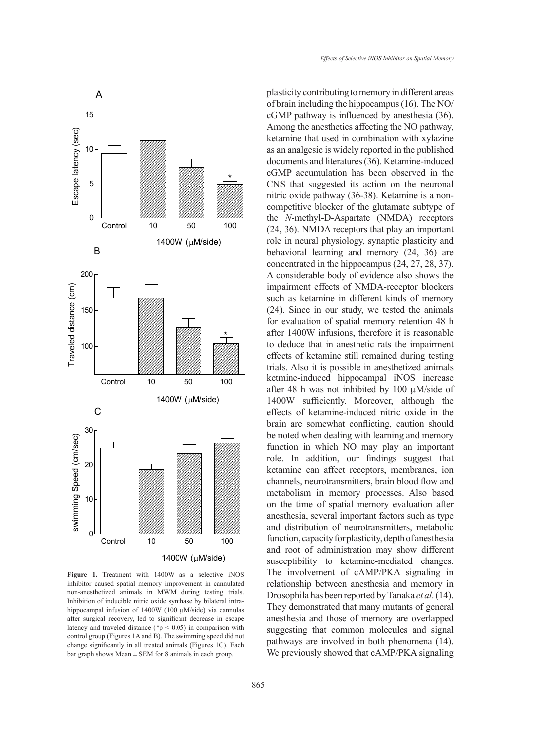**Figure 1.** Treatment with 1400W as a selective iNOS inhibitor caused spatial memory improvement in cannulated non-anesthetized animals in MWM during testing trials. Inhibition of inducible nitric oxide synthase by bilateral intra-hippocampal infusion of 1400W (100 μM/side) via cannulas after surgical recovery, led to significant decrease in escape latency and traveled distance (*p < 0.05) in comparison with control group (Figures 1A and B). The swimming speed did not change significantly in all treated animals (Figures 1C). Each bar graph shows Mean ± SEM for 8 animals in each group.

plasticity contributing to memory in different areas of brain including the hippocampus (16). The NO/cGMP pathway is influenced by anesthesia (36). Among the anesthetics affecting the NO pathway, ketamine that used in combination with xylazine as an analgesic is widely reported in the published documents and literatures (36). Ketamine-induced cGMP accumulation has been observed in the CNS that suggested its action on the neuronal nitric oxide pathway (36-38). Ketamine is a non-competitive blocker of the glutamate subtype of the *N*-methyl-D-Aspartate (NMDA) receptors (24, 36). NMDA receptors that play an important role in neural physiology, synaptic plasticity and behavioral learning and memory (24, 36) are concentrated in the hippocampus (24, 27, 28, 37). A considerable body of evidence also shows the impairment effects of NMDA-receptor blockers such as ketamine in different kinds of memory (24). Since in our study, we tested the animals for evaluation of spatial memory retention 48 h after 1400W infusions, therefore it is reasonable to deduce that in anesthetic rats the impairment effects of ketamine still remained during testing trials. Also it is possible in anesthetized animals ketmine-induced hippocampal iNOS increase after 48 h was not inhibited by 100 μM/side of 1400W sufficiently. Moreover, although the effects of ketamine-induced nitric oxide in the brain are somewhat conflicting, caution should be noted when dealing with learning and memory function in which NO may play an important role. In addition, our findings suggest that ketamine can affect receptors, membranes, ion channels, neurotransmitters, brain blood flow and metabolism in memory processes. Also based on the time of spatial memory evaluation after anesthesia, several important factors such as type and distribution of neurotransmitters, metabolic function, capacity for plasticity, depth of anesthesia and root of administration may show different susceptibility to ketamine-mediated changes. The involvement of cAMP/PKA signaling in relationship between anesthesia and memory in Drosophila has been reported by Tanaka *et al*. (14). They demonstrated that many mutants of general anesthesia and those of memory are overlapped suggesting that common molecules and signal pathways are involved in both phenomena (14). We previously showed that cAMP/PKA signaling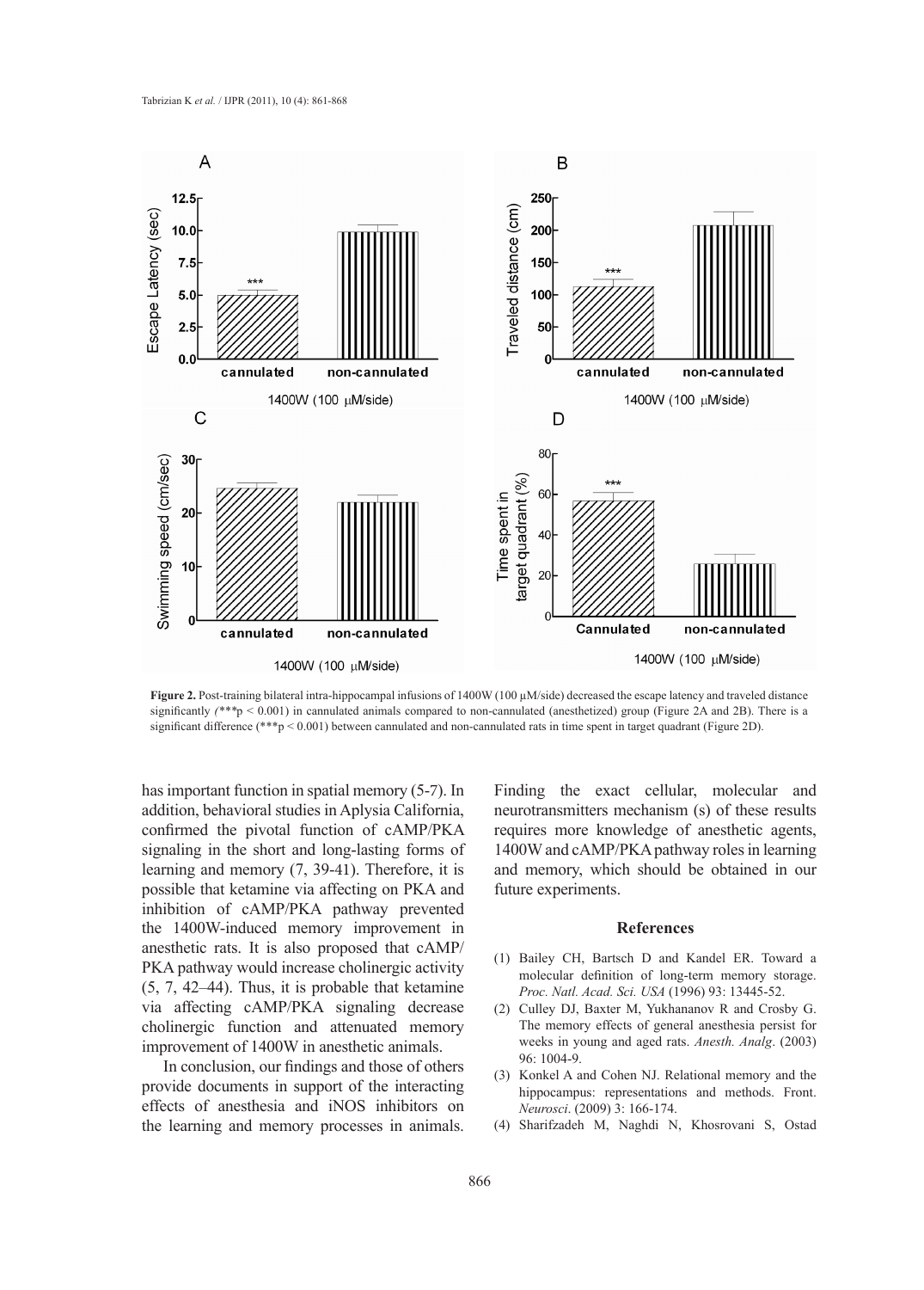**Figure 2.** Post-training bilateral intra-hippocampal infusions of 1400W (100 μM/side) decreased the escape latency and traveled distance significantly (***$p < 0.001$) in cannulated animals compared to non-cannulated (anesthetized) group (Figure 2A and 2B). There is a significant difference (***$p < 0.001$) between cannulated and non-cannulated rats in time spent in target quadrant (Figure 2D).

has important function in spatial memory (5-7). In addition, behavioral studies in Aplysia California, confirmed the pivotal function of cAMP/PKA signaling in the short and long-lasting forms of learning and memory (7, 39-41). Therefore, it is possible that ketamine via affecting on PKA and inhibition of cAMP/PKA pathway prevented the 1400W-induced memory improvement in anesthetic rats. It is also proposed that cAMP/PKA pathway would increase cholinergic activity (5, 7, 42–44). Thus, it is probable that ketamine via affecting cAMP/PKA signaling decrease cholinergic function and attenuated memory improvement of 1400W in anesthetic animals.

In conclusion, our findings and those of others provide documents in support of the interacting effects of anesthesia and iNOS inhibitors on the learning and memory processes in animals. Finding the exact cellular, molecular and neurotransmitters mechanism (s) of these results requires more knowledge of anesthetic agents, 1400W and cAMP/PKA pathway roles in learning and memory, which should be obtained in our future experiments.

## References

(1) Bailey CH, Bartsch D and Kandel ER. Toward a molecular definition of long-term memory storage. *Proc. Natl. Acad. Sci. USA* (1996) 93: 13445-52.

(2) Culley DJ, Baxter M, Yukhananov R and Crosby G. The memory effects of general anesthesia persist for weeks in young and aged rats. *Anesth. Analg*. (2003) 96: 1004-9.

(3) Konkel A and Cohen NJ. Relational memory and the hippocampus: representations and methods. Front. *Neurosci*. (2009) 3: 166-174.

(4) Sharifzadeh M, Naghdi N, Khosrovani S, Ostad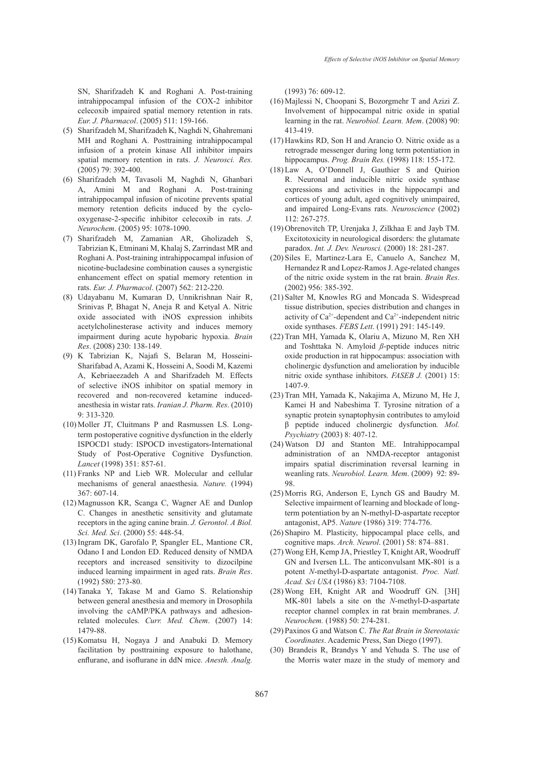SN, Sharifzadeh K and Roghani A. Post-training intrahippocampal infusion of the COX-2 inhibitor celecoxib impaired spatial memory retention in rats. *Eur. J. Pharmacol*. (2005) 511: 159-166.

(5) Sharifzadeh M, Sharifzadeh K, Naghdi N, Ghahremani MH and Roghani A. Posttraining intrahippocampal infusion of a protein kinase AII inhibitor impairs spatial memory retention in rats. *J. Neurosci. Res.* (2005) 79: 392-400.

(6) Sharifzadeh M, Tavasoli M, Naghdi N, Ghanbari A, Amini M and Roghani A. Post-training intrahippocampal infusion of nicotine prevents spatial memory retention deficits induced by the cyclo-oxygenase-2-specific inhibitor celecoxib in rats. *J. Neurochem*. (2005) 95: 1078-1090.

(7) Sharifzadeh M, Zamanian AR, Gholizadeh S, Tabrizian K, Etminani M, Khalaj S, Zarrindast MR and Roghani A. Post-training intrahippocampal infusion of nicotine-bucladesine combination causes a synergistic enhancement effect on spatial memory retention in rats. *Eur. J. Pharmacol*. (2007) 562: 212-220.

(8) Udayabanu M, Kumaran D, Unnikrishnan Nair R, Srinivas P, Bhagat N, Aneja R and Ketyal A. Nitric oxide associated with iNOS expression inhibits acetylcholinesterase activity and induces memory impairment during acute hypobaric hypoxia. *Brain Res*. (2008) 230: 138-149.

(9) K Tabrizian K, Najafi S, Belaran M, Hosseini-Sharifabad A, Azami K, Hosseini A, Soodi M, Kazemi A, Kebriaeezadeh A and Sharifzadeh M. Effects of selective iNOS inhibitor on spatial memory in recovered and non-recovered ketamine induced-anesthesia in wistar rats. *Iranian J. Pharm. Res*. (2010) 9: 313-320.

(10) Moller JT, Cluitmans P and Rasmussen LS. Long-term postoperative cognitive dysfunction in the elderly ISPOCD1 study: ISPOCD investigators-International Study of Post-Operative Cognitive Dysfunction. *Lancet* (1998) 351: 857-61.

(11) Franks NP and Lieb WR. Molecular and cellular mechanisms of general anaesthesia. *Nature.* (1994) 367: 607-14.

(12) Magnusson KR, Scanga C, Wagner AE and Dunlop C. Changes in anesthetic sensitivity and glutamate receptors in the aging canine brain. *J. Gerontol. A Biol. Sci. Med. Sci*. (2000) 55: 448-54.

(13) Ingram DK, Garofalo P, Spangler EL, Mantione CR, Odano I and London ED. Reduced density of NMDA receptors and increased sensitivity to dizocilpine induced learning impairment in aged rats. *Brain Res*. (1992) 580: 273-80.

(14) Tanaka Y, Takase M and Gamo S. Relationship between general anesthesia and memory in Drosophila involving the cAMP/PKA pathways and adhesion-related molecules. *Curr. Med. Chem*. (2007) 14: 1479-88.

(15) Komatsu H, Nogaya J and Anabuki D. Memory facilitation by posttraining exposure to halothane, enflurane, and isoflurane in ddN mice. *Anesth. Analg.* (1993) 76: 609-12.

(16) Majlessi N, Choopani S, Bozorgmehr T and Azizi Z. Involvement of hippocampal nitric oxide in spatial learning in the rat. *Neurobiol. Learn. Mem*. (2008) 90: 413-419.

(17) Hawkins RD, Son H and Arancio O. Nitric oxide as a retrograde messenger during long term potentiation in hippocampus. *Prog. Brain Res.* (1998) 118: 155-172.

(18) Law A, O'Donnell J, Gauthier S and Quirion R. Neuronal and inducible nitric oxide synthase expressions and activities in the hippocampi and cortices of young adult, aged cognitively unimpaired, and impaired Long-Evans rats. *Neuroscience* (2002) 112: 267-275.

(19) Obrenovitch TP, Urenjaka J, Zilkhaa E and Jayb TM. Excitotoxicity in neurological disorders: the glutamate paradox. *Int. J. Dev. Neurosci.* (2000) 18: 281-287.

(20) Siles E, Martinez-Lara E, Canuelo A, Sanchez M, Hernandez R and Lopez-Ramos J. Age-related changes of the nitric oxide system in the rat brain. *Brain Res*. (2002) 956: 385-392.

(21) Salter M, Knowles RG and Moncada S. Widespread tissue distribution, species distribution and changes in activity of $Ca^{2+}$-dependent and $Ca^{2+}$-independent nitric oxide synthases. *FEBS Lett*. (1991) 291: 145-149.

(22) Tran MH, Yamada K, Olariu A, Mizuno M, Ren XH and Toshttaka N. Amyloid *β*-peptide induces nitric oxide production in rat hippocampus: association with cholinergic dysfunction and amelioration by inducible nitric oxide synthase inhibitors. *FASEB J.* (2001) 15: 1407-9.

(23) Tran MH, Yamada K, Nakajima A, Mizuno M, He J, Kamei H and Nabeshima T. Tyrosine nitration of a synaptic protein synaptophysin contributes to amyloid β peptide induced cholinergic dysfunction*. Mol. Psychiatry* (2003) 8: 407-12.

(24) Watson DJ and Stanton ME. Intrahippocampal administration of an NMDA-receptor antagonist impairs spatial discrimination reversal learning in weanling rats. *Neurobiol. Learn. Mem*. (2009) 92: 89-98.

(25) Morris RG, Anderson E, Lynch GS and Baudry M. Selective impairment of learning and blockade of long-term potentiation by an N-methyl-D-aspartate receptor antagonist, AP5. *Nature* (1986) 319: 774-776.

(26) Shapiro M. Plasticity, hippocampal place cells, and cognitive maps. *Arch. Neurol*. (2001) 58: 874–881.

(27) Wong EH, Kemp JA, Priestley T, Knight AR, Woodruff GN and Iversen LL. The anticonvulsant MK-801 is a potent *N*-methyl-D-aspartate antagonist. *Proc. Natl. Acad. Sci USA* (1986) 83: 7104-7108.

(28) Wong EH, Knight AR and Woodruff GN. [3H] MK-801 labels a site on the *N*-methyl-D-aspartate receptor channel complex in rat brain membranes. *J. Neurochem.* (1988) 50: 274-281.

(29) Paxinos G and Watson C. *The Rat Brain in Stereotaxic Coordinates*. Academic Press, San Diego (1997).

(30) Brandeis R, Brandys Y and Yehuda S. The use of the Morris water maze in the study of memory and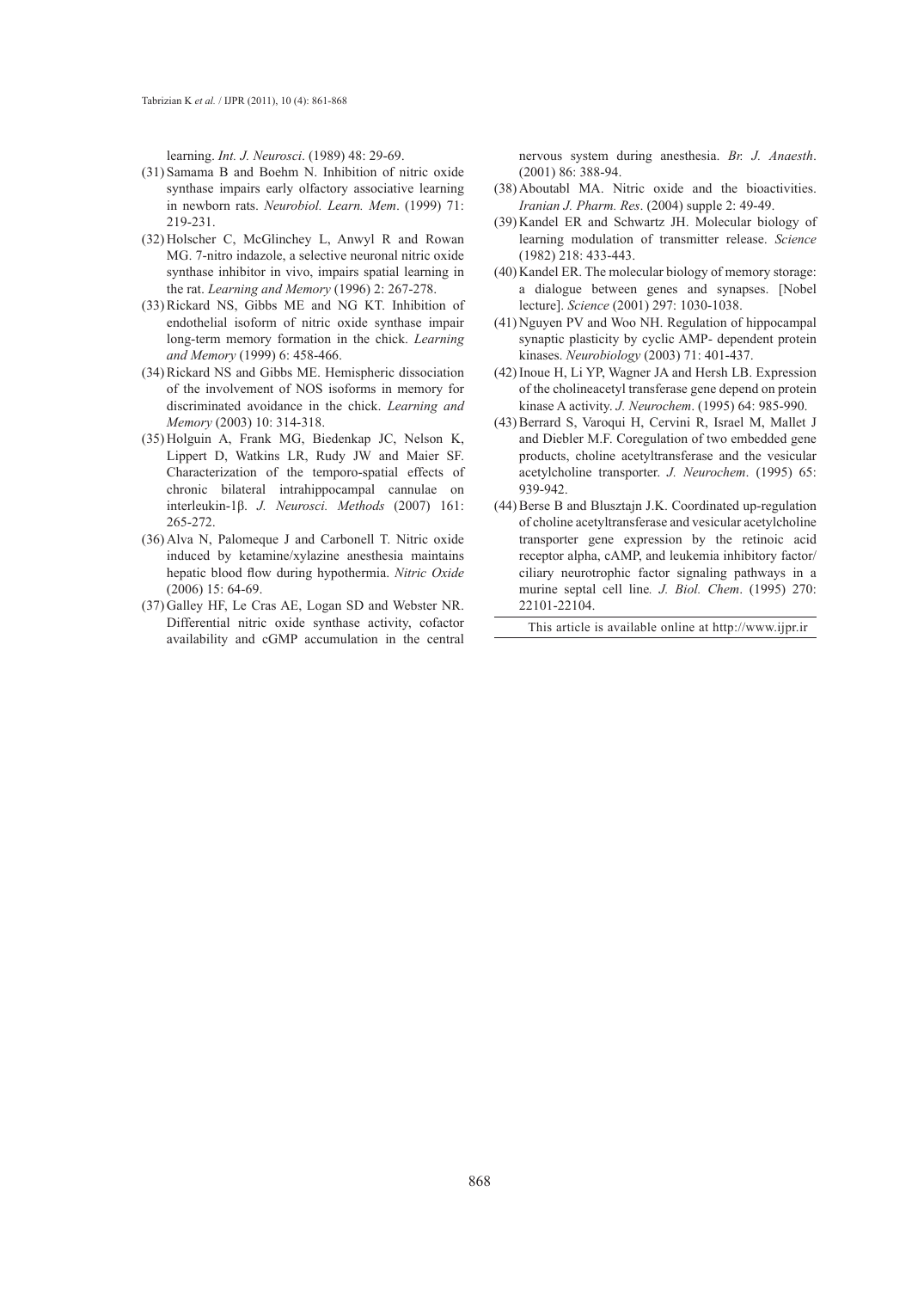learning. *Int. J. Neurosci*. (1989) 48: 29-69.

(31) Samama B and Boehm N. Inhibition of nitric oxide synthase impairs early olfactory associative learning in newborn rats. *Neurobiol. Learn. Mem*. (1999) 71: 219-231.

(32) Holscher C, McGlinchey L, Anwyl R and Rowan MG. 7-nitro indazole, a selective neuronal nitric oxide synthase inhibitor in vivo, impairs spatial learning in the rat. *Learning and Memory* (1996) 2: 267-278.

(33) Rickard NS, Gibbs ME and NG KT. Inhibition of endothelial isoform of nitric oxide synthase impair long-term memory formation in the chick. *Learning and Memory* (1999) 6: 458-466.

(34) Rickard NS and Gibbs ME. Hemispheric dissociation of the involvement of NOS isoforms in memory for discriminated avoidance in the chick. *Learning and Memory* (2003) 10: 314-318.

(35) Holguin A, Frank MG, Biedenkap JC, Nelson K, Lippert D, Watkins LR, Rudy JW and Maier SF. Characterization of the temporo-spatial effects of chronic bilateral intrahippocampal cannulae on interleukin-1β. *J. Neurosci. Methods* (2007) 161: 265-272.

(36) Alva N, Palomeque J and Carbonell T. Nitric oxide induced by ketamine/xylazine anesthesia maintains hepatic blood flow during hypothermia. *Nitric Oxide* (2006) 15: 64-69.

(37) Galley HF, Le Cras AE, Logan SD and Webster NR. Differential nitric oxide synthase activity, cofactor availability and cGMP accumulation in the central nervous system during anesthesia. *Br. J. Anaesth*. (2001) 86: 388-94.

(38) Aboutabl MA. Nitric oxide and the bioactivities. *Iranian J. Pharm. Res*. (2004) supple 2: 49-49.

(39) Kandel ER and Schwartz JH. Molecular biology of learning modulation of transmitter release. *Science* (1982) 218: 433-443.

(40) Kandel ER. The molecular biology of memory storage: a dialogue between genes and synapses. [Nobel lecture]. *Science* (2001) 297: 1030-1038.

(41) Nguyen PV and Woo NH. Regulation of hippocampal synaptic plasticity by cyclic AMP- dependent protein kinases. *Neurobiology* (2003) 71: 401-437.

(42) Inoue H, Li YP, Wagner JA and Hersh LB. Expression of the cholineacetyl transferase gene depend on protein kinase A activity. *J. Neurochem*. (1995) 64: 985-990.

(43) Berrard S, Varoqui H, Cervini R, Israel M, Mallet J and Diebler M.F. Coregulation of two embedded gene products, choline acetyltransferase and the vesicular acetylcholine transporter. *J. Neurochem*. (1995) 65: 939-942.

(44) Berse B and Blusztajn J.K. Coordinated up-regulation of choline acetyltransferase and vesicular acetylcholine transporter gene expression by the retinoic acid receptor alpha, cAMP, and leukemia inhibitory factor/ciliary neurotrophic factor signaling pathways in a murine septal cell line. *J. Biol. Chem*. (1995) 270: 22101-22104.

This article is available online at http://www.ijpr.ir